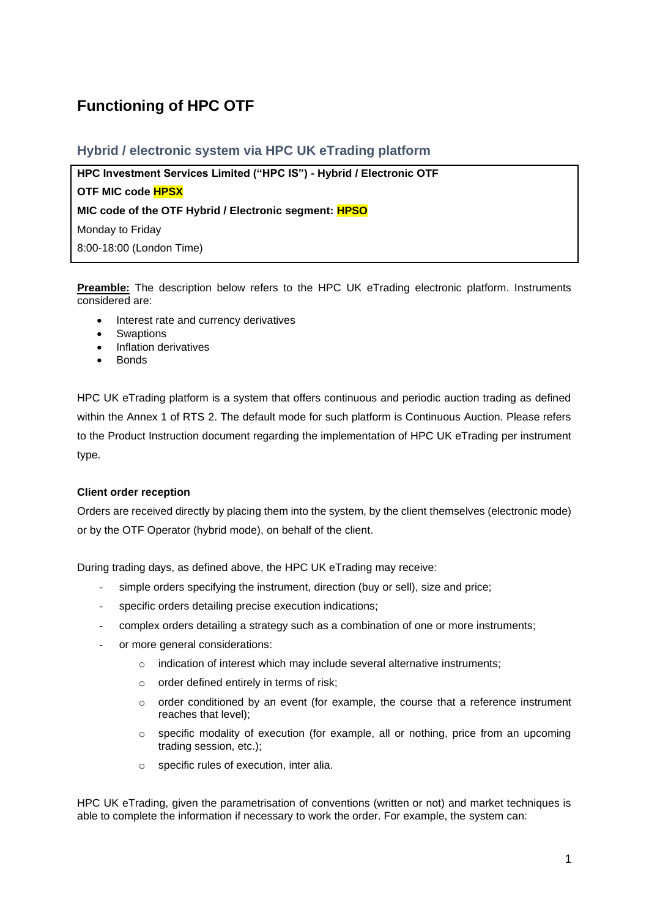# Functioning of HPC OTF

## Hybrid / electronic system via HPC UK eTrading platform

**HPC Investment Services Limited ("HPC IS") - Hybrid / Electronic OTF**

**OTF MIC code HPSX**

**MIC code of the OTF Hybrid / Electronic segment: HPSO**

Monday to Friday

8:00-18:00 (London Time)

**Preamble:** The description below refers to the HPC UK eTrading electronic platform. Instruments considered are:

- Interest rate and currency derivatives
- Swaptions
- Inflation derivatives
- Bonds

HPC UK eTrading platform is a system that offers continuous and periodic auction trading as defined within the Annex 1 of RTS 2. The default mode for such platform is Continuous Auction. Please refers to the Product Instruction document regarding the implementation of HPC UK eTrading per instrument type.

**Client order reception**

Orders are received directly by placing them into the system, by the client themselves (electronic mode) or by the OTF Operator (hybrid mode), on behalf of the client.

During trading days, as defined above, the HPC UK eTrading may receive:

- simple orders specifying the instrument, direction (buy or sell), size and price;
- specific orders detailing precise execution indications;
- complex orders detailing a strategy such as a combination of one or more instruments;
- or more general considerations:
    - indication of interest which may include several alternative instruments;
    - order defined entirely in terms of risk;
    - order conditioned by an event (for example, the course that a reference instrument reaches that level);
    - specific modality of execution (for example, all or nothing, price from an upcoming trading session, etc.);
    - specific rules of execution, inter alia.

HPC UK eTrading, given the parametrisation of conventions (written or not) and market techniques is able to complete the information if necessary to work the order. For example, the system can: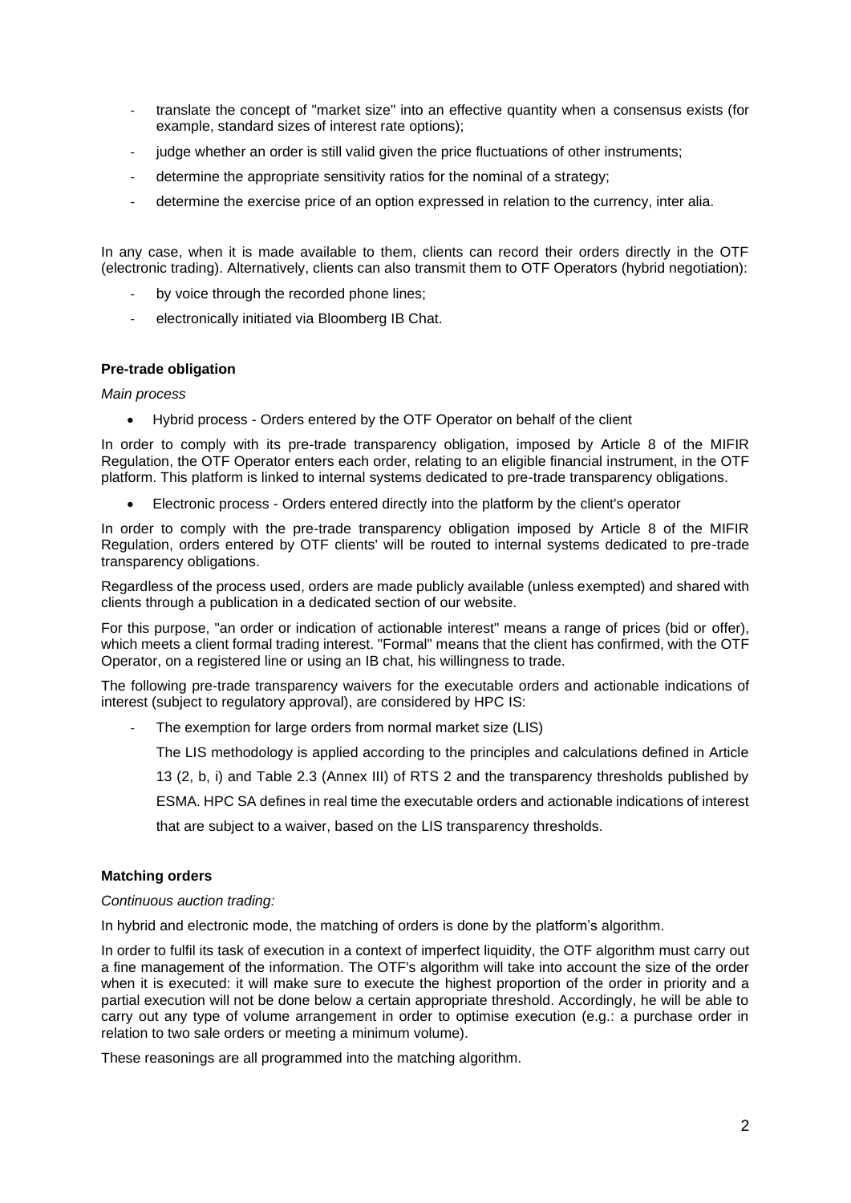- translate the concept of "market size" into an effective quantity when a consensus exists (for example, standard sizes of interest rate options);
- judge whether an order is still valid given the price fluctuations of other instruments;
- determine the appropriate sensitivity ratios for the nominal of a strategy;
- determine the exercise price of an option expressed in relation to the currency, inter alia.

In any case, when it is made available to them, clients can record their orders directly in the OTF (electronic trading). Alternatively, clients can also transmit them to OTF Operators (hybrid negotiation):

- by voice through the recorded phone lines;
- electronically initiated via Bloomberg IB Chat.

**Pre-trade obligation**

*Main process*

- Hybrid process - Orders entered by the OTF Operator on behalf of the client

In order to comply with its pre-trade transparency obligation, imposed by Article 8 of the MIFIR Regulation, the OTF Operator enters each order, relating to an eligible financial instrument, in the OTF platform. This platform is linked to internal systems dedicated to pre-trade transparency obligations.

- Electronic process - Orders entered directly into the platform by the client's operator

In order to comply with the pre-trade transparency obligation imposed by Article 8 of the MIFIR Regulation, orders entered by OTF clients' will be routed to internal systems dedicated to pre-trade transparency obligations.

Regardless of the process used, orders are made publicly available (unless exempted) and shared with clients through a publication in a dedicated section of our website.

For this purpose, "an order or indication of actionable interest" means a range of prices (bid or offer), which meets a client formal trading interest. "Formal" means that the client has confirmed, with the OTF Operator, on a registered line or using an IB chat, his willingness to trade.

The following pre-trade transparency waivers for the executable orders and actionable indications of interest (subject to regulatory approval), are considered by HPC IS:

- The exemption for large orders from normal market size (LIS)

  The LIS methodology is applied according to the principles and calculations defined in Article 13 (2, b, i) and Table 2.3 (Annex III) of RTS 2 and the transparency thresholds published by ESMA. HPC SA defines in real time the executable orders and actionable indications of interest that are subject to a waiver, based on the LIS transparency thresholds.

**Matching orders**

*Continuous auction trading:*

In hybrid and electronic mode, the matching of orders is done by the platform's algorithm.

In order to fulfil its task of execution in a context of imperfect liquidity, the OTF algorithm must carry out a fine management of the information. The OTF's algorithm will take into account the size of the order when it is executed: it will make sure to execute the highest proportion of the order in priority and a partial execution will not be done below a certain appropriate threshold. Accordingly, he will be able to carry out any type of volume arrangement in order to optimise execution (e.g.: a purchase order in relation to two sale orders or meeting a minimum volume).

These reasonings are all programmed into the matching algorithm.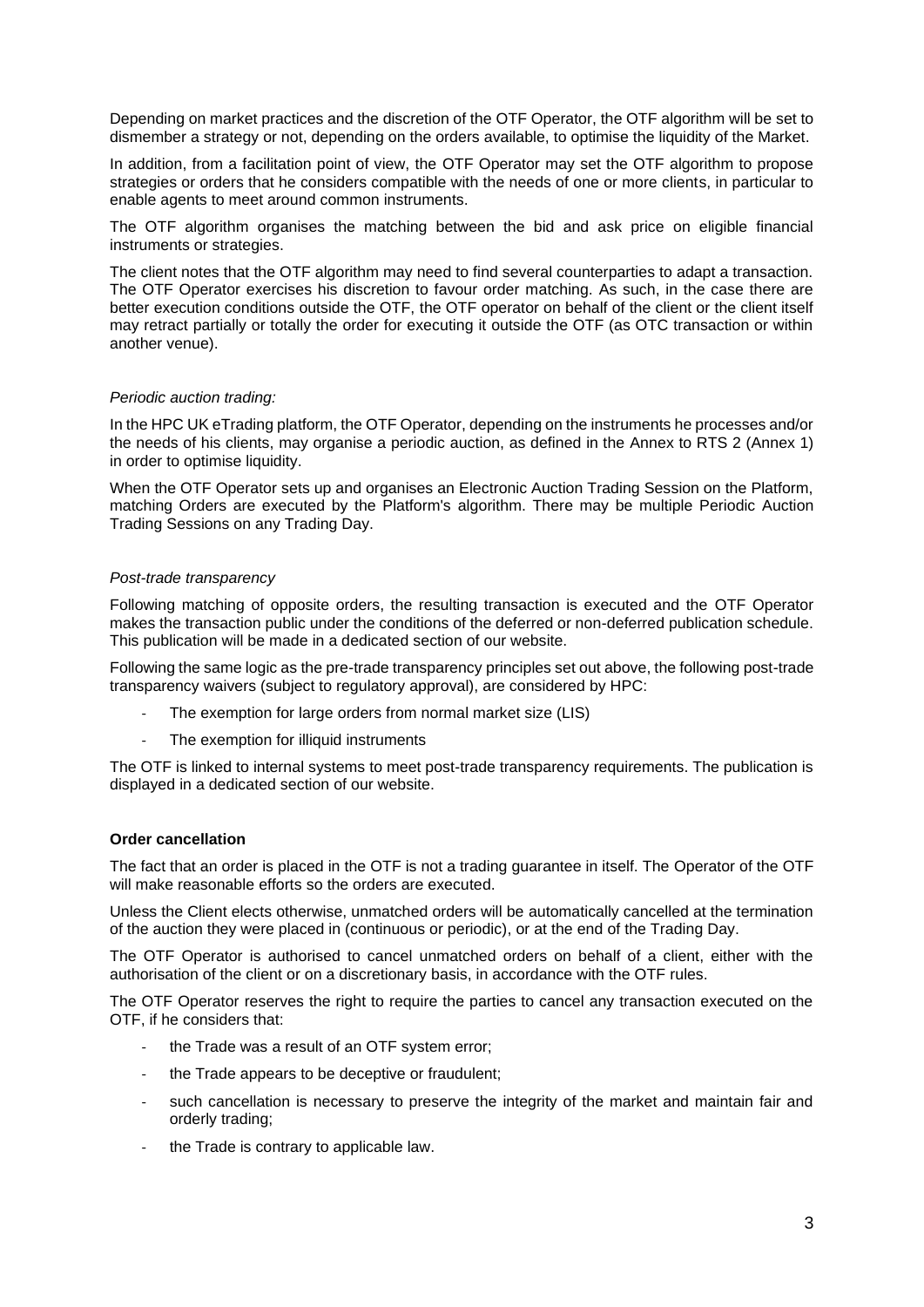Depending on market practices and the discretion of the OTF Operator, the OTF algorithm will be set to dismember a strategy or not, depending on the orders available, to optimise the liquidity of the Market.

In addition, from a facilitation point of view, the OTF Operator may set the OTF algorithm to propose strategies or orders that he considers compatible with the needs of one or more clients, in particular to enable agents to meet around common instruments.

The OTF algorithm organises the matching between the bid and ask price on eligible financial instruments or strategies.

The client notes that the OTF algorithm may need to find several counterparties to adapt a transaction. The OTF Operator exercises his discretion to favour order matching. As such, in the case there are better execution conditions outside the OTF, the OTF operator on behalf of the client or the client itself may retract partially or totally the order for executing it outside the OTF (as OTC transaction or within another venue).

*Periodic auction trading:*

In the HPC UK eTrading platform, the OTF Operator, depending on the instruments he processes and/or the needs of his clients, may organise a periodic auction, as defined in the Annex to RTS 2 (Annex 1) in order to optimise liquidity.

When the OTF Operator sets up and organises an Electronic Auction Trading Session on the Platform, matching Orders are executed by the Platform's algorithm. There may be multiple Periodic Auction Trading Sessions on any Trading Day.

*Post-trade transparency*

Following matching of opposite orders, the resulting transaction is executed and the OTF Operator makes the transaction public under the conditions of the deferred or non-deferred publication schedule. This publication will be made in a dedicated section of our website.

Following the same logic as the pre-trade transparency principles set out above, the following post-trade transparency waivers (subject to regulatory approval), are considered by HPC:

- The exemption for large orders from normal market size (LIS)
- The exemption for illiquid instruments

The OTF is linked to internal systems to meet post-trade transparency requirements. The publication is displayed in a dedicated section of our website.

**Order cancellation**

The fact that an order is placed in the OTF is not a trading guarantee in itself. The Operator of the OTF will make reasonable efforts so the orders are executed.

Unless the Client elects otherwise, unmatched orders will be automatically cancelled at the termination of the auction they were placed in (continuous or periodic), or at the end of the Trading Day.

The OTF Operator is authorised to cancel unmatched orders on behalf of a client, either with the authorisation of the client or on a discretionary basis, in accordance with the OTF rules.

The OTF Operator reserves the right to require the parties to cancel any transaction executed on the OTF, if he considers that:

- the Trade was a result of an OTF system error;
- the Trade appears to be deceptive or fraudulent;
- such cancellation is necessary to preserve the integrity of the market and maintain fair and orderly trading;
- the Trade is contrary to applicable law.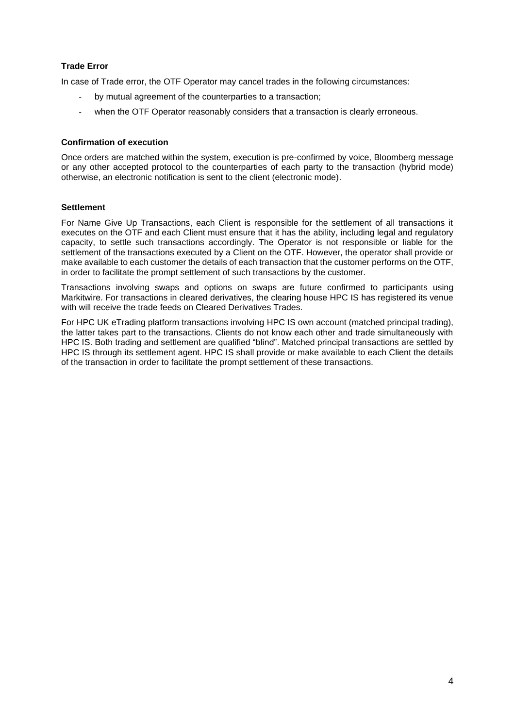**Trade Error**

In case of Trade error, the OTF Operator may cancel trades in the following circumstances:

- by mutual agreement of the counterparties to a transaction;
- when the OTF Operator reasonably considers that a transaction is clearly erroneous.

**Confirmation of execution**

Once orders are matched within the system, execution is pre-confirmed by voice, Bloomberg message or any other accepted protocol to the counterparties of each party to the transaction (hybrid mode) otherwise, an electronic notification is sent to the client (electronic mode).

**Settlement**

For Name Give Up Transactions, each Client is responsible for the settlement of all transactions it executes on the OTF and each Client must ensure that it has the ability, including legal and regulatory capacity, to settle such transactions accordingly. The Operator is not responsible or liable for the settlement of the transactions executed by a Client on the OTF. However, the operator shall provide or make available to each customer the details of each transaction that the customer performs on the OTF, in order to facilitate the prompt settlement of such transactions by the customer.

Transactions involving swaps and options on swaps are future confirmed to participants using Markitwire. For transactions in cleared derivatives, the clearing house HPC IS has registered its venue with will receive the trade feeds on Cleared Derivatives Trades.

For HPC UK eTrading platform transactions involving HPC IS own account (matched principal trading), the latter takes part to the transactions. Clients do not know each other and trade simultaneously with HPC IS. Both trading and settlement are qualified "blind". Matched principal transactions are settled by HPC IS through its settlement agent. HPC IS shall provide or make available to each Client the details of the transaction in order to facilitate the prompt settlement of these transactions.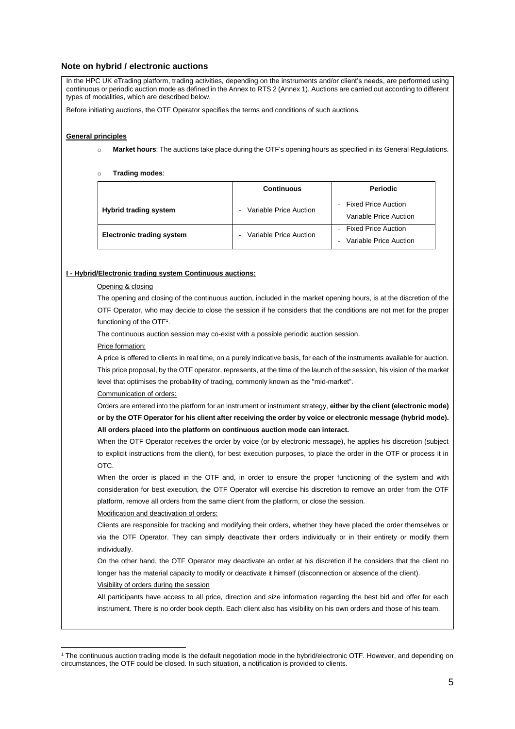## Note on hybrid / electronic auctions

In the HPC UK eTrading platform, trading activities, depending on the instruments and/or client's needs, are performed using continuous or periodic auction mode as defined in the Annex to RTS 2 (Annex 1). Auctions are carried out according to different types of modalities, which are described below.

Before initiating auctions, the OTF Operator specifies the terms and conditions of such auctions.

**General principles**

- **Market hours**: The auctions take place during the OTF's opening hours as specified in its General Regulations.
- **Trading modes**:

| | Continuous | Periodic |
|---|---|---|
| **Hybrid trading system** | - Variable Price Auction | - Fixed Price Auction<br>- Variable Price Auction |
| **Electronic trading system** | - Variable Price Auction | - Fixed Price Auction<br>- Variable Price Auction |

**I - Hybrid/Electronic trading system Continuous auctions:**

Opening & closing

The opening and closing of the continuous auction, included in the market opening hours, is at the discretion of the OTF Operator, who may decide to close the session if he considers that the conditions are not met for the proper functioning of the OTF[1].

The continuous auction session may co-exist with a possible periodic auction session.

Price formation:

A price is offered to clients in real time, on a purely indicative basis, for each of the instruments available for auction. This price proposal, by the OTF operator, represents, at the time of the launch of the session, his vision of the market level that optimises the probability of trading, commonly known as the "mid-market".

Communication of orders:

Orders are entered into the platform for an instrument or instrument strategy, **either by the client (electronic mode) or by the OTF Operator for his client after receiving the order by voice or electronic message (hybrid mode). All orders placed into the platform on continuous auction mode can interact.**

When the OTF Operator receives the order by voice (or by electronic message), he applies his discretion (subject to explicit instructions from the client), for best execution purposes, to place the order in the OTF or process it in OTC.

When the order is placed in the OTF and, in order to ensure the proper functioning of the system and with consideration for best execution, the OTF Operator will exercise his discretion to remove an order from the OTF platform, remove all orders from the same client from the platform, or close the session.

Modification and deactivation of orders:

Clients are responsible for tracking and modifying their orders, whether they have placed the order themselves or via the OTF Operator. They can simply deactivate their orders individually or in their entirety or modify them individually.

On the other hand, the OTF Operator may deactivate an order at his discretion if he considers that the client no longer has the material capacity to modify or deactivate it himself (disconnection or absence of the client).

Visibility of orders during the session

All participants have access to all price, direction and size information regarding the best bid and offer for each instrument. There is no order book depth. Each client also has visibility on his own orders and those of his team.

[1] The continuous auction trading mode is the default negotiation mode in the hybrid/electronic OTF. However, and depending on circumstances, the OTF could be closed. In such situation, a notification is provided to clients.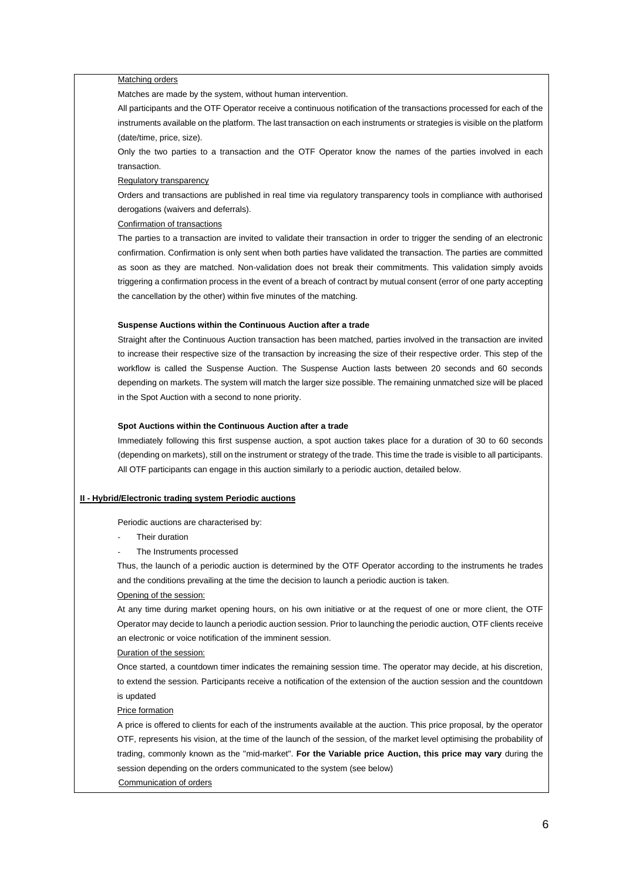Matching orders

Matches are made by the system, without human intervention.

All participants and the OTF Operator receive a continuous notification of the transactions processed for each of the instruments available on the platform. The last transaction on each instruments or strategies is visible on the platform (date/time, price, size).

Only the two parties to a transaction and the OTF Operator know the names of the parties involved in each transaction.

Regulatory transparency

Orders and transactions are published in real time via regulatory transparency tools in compliance with authorised derogations (waivers and deferrals).

Confirmation of transactions

The parties to a transaction are invited to validate their transaction in order to trigger the sending of an electronic confirmation. Confirmation is only sent when both parties have validated the transaction. The parties are committed as soon as they are matched. Non-validation does not break their commitments. This validation simply avoids triggering a confirmation process in the event of a breach of contract by mutual consent (error of one party accepting the cancellation by the other) within five minutes of the matching.

**Suspense Auctions within the Continuous Auction after a trade**

Straight after the Continuous Auction transaction has been matched, parties involved in the transaction are invited to increase their respective size of the transaction by increasing the size of their respective order. This step of the workflow is called the Suspense Auction. The Suspense Auction lasts between 20 seconds and 60 seconds depending on markets. The system will match the larger size possible. The remaining unmatched size will be placed in the Spot Auction with a second to none priority.

**Spot Auctions within the Continuous Auction after a trade**

Immediately following this first suspense auction, a spot auction takes place for a duration of 30 to 60 seconds (depending on markets), still on the instrument or strategy of the trade. This time the trade is visible to all participants. All OTF participants can engage in this auction similarly to a periodic auction, detailed below.

**II - Hybrid/Electronic trading system Periodic auctions**

Periodic auctions are characterised by:

- Their duration
- The Instruments processed

Thus, the launch of a periodic auction is determined by the OTF Operator according to the instruments he trades and the conditions prevailing at the time the decision to launch a periodic auction is taken.

Opening of the session:

At any time during market opening hours, on his own initiative or at the request of one or more client, the OTF Operator may decide to launch a periodic auction session. Prior to launching the periodic auction, OTF clients receive an electronic or voice notification of the imminent session.

Duration of the session:

Once started, a countdown timer indicates the remaining session time. The operator may decide, at his discretion, to extend the session. Participants receive a notification of the extension of the auction session and the countdown is updated

Price formation

A price is offered to clients for each of the instruments available at the auction. This price proposal, by the operator OTF, represents his vision, at the time of the launch of the session, of the market level optimising the probability of trading, commonly known as the "mid-market". **For the Variable price Auction, this price may vary** during the session depending on the orders communicated to the system (see below)

Communication of orders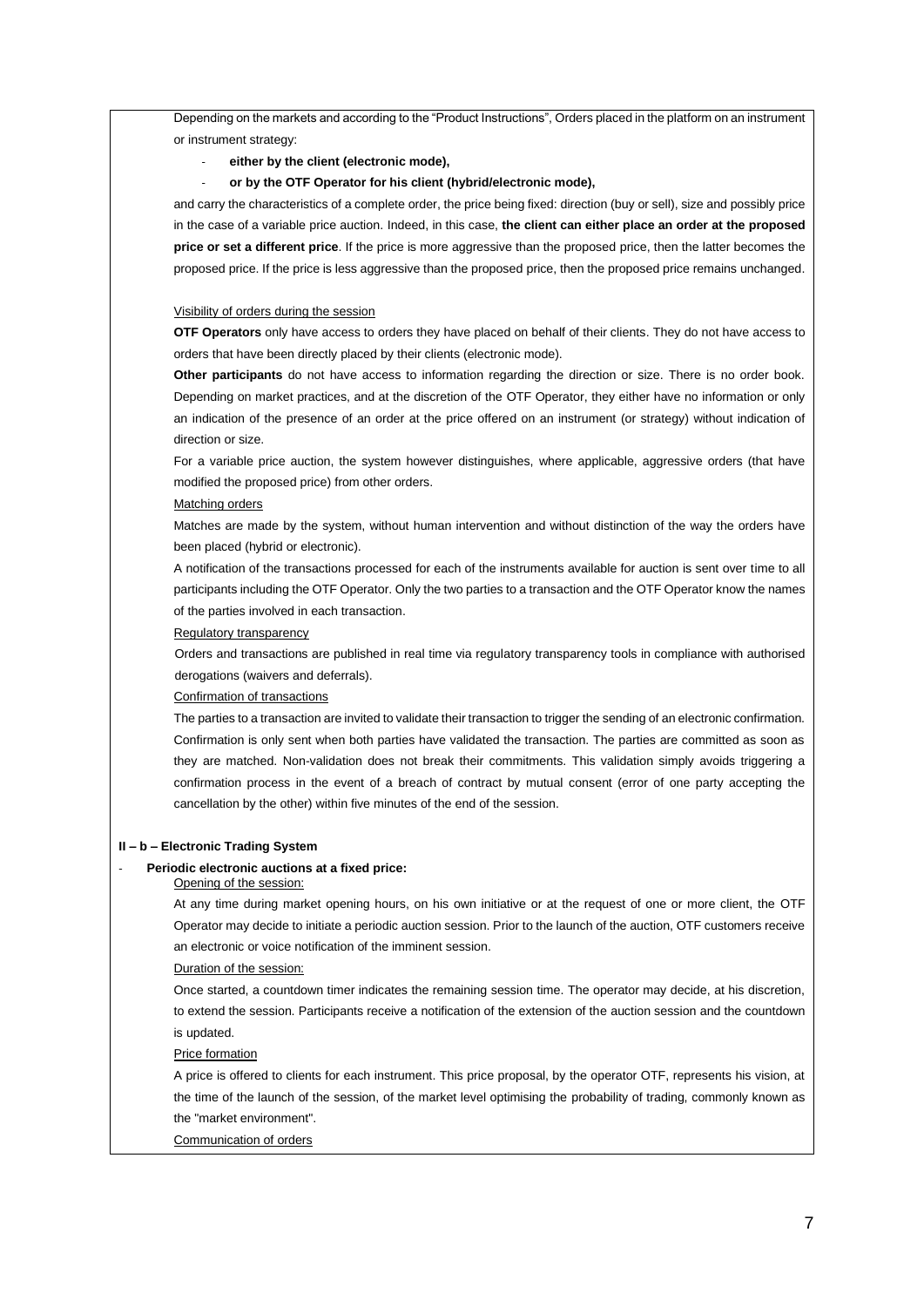Depending on the markets and according to the "Product Instructions", Orders placed in the platform on an instrument or instrument strategy:

- **either by the client (electronic mode),**
- **or by the OTF Operator for his client (hybrid/electronic mode),**

and carry the characteristics of a complete order, the price being fixed: direction (buy or sell), size and possibly price in the case of a variable price auction. Indeed, in this case, **the client can either place an order at the proposed price or set a different price**. If the price is more aggressive than the proposed price, then the latter becomes the proposed price. If the price is less aggressive than the proposed price, then the proposed price remains unchanged.

Visibility of orders during the session

**OTF Operators** only have access to orders they have placed on behalf of their clients. They do not have access to orders that have been directly placed by their clients (electronic mode).

**Other participants** do not have access to information regarding the direction or size. There is no order book. Depending on market practices, and at the discretion of the OTF Operator, they either have no information or only an indication of the presence of an order at the price offered on an instrument (or strategy) without indication of direction or size.

For a variable price auction, the system however distinguishes, where applicable, aggressive orders (that have modified the proposed price) from other orders.

Matching orders

Matches are made by the system, without human intervention and without distinction of the way the orders have been placed (hybrid or electronic).

A notification of the transactions processed for each of the instruments available for auction is sent over time to all participants including the OTF Operator. Only the two parties to a transaction and the OTF Operator know the names of the parties involved in each transaction.

Regulatory transparency

Orders and transactions are published in real time via regulatory transparency tools in compliance with authorised derogations (waivers and deferrals).

Confirmation of transactions

The parties to a transaction are invited to validate their transaction to trigger the sending of an electronic confirmation. Confirmation is only sent when both parties have validated the transaction. The parties are committed as soon as they are matched. Non-validation does not break their commitments. This validation simply avoids triggering a confirmation process in the event of a breach of contract by mutual consent (error of one party accepting the cancellation by the other) within five minutes of the end of the session.

**II – b – Electronic Trading System**

- **Periodic electronic auctions at a fixed price:**

Opening of the session:

At any time during market opening hours, on his own initiative or at the request of one or more client, the OTF Operator may decide to initiate a periodic auction session. Prior to the launch of the auction, OTF customers receive an electronic or voice notification of the imminent session.

Duration of the session:

Once started, a countdown timer indicates the remaining session time. The operator may decide, at his discretion, to extend the session. Participants receive a notification of the extension of the auction session and the countdown is updated.

Price formation

A price is offered to clients for each instrument. This price proposal, by the operator OTF, represents his vision, at the time of the launch of the session, of the market level optimising the probability of trading, commonly known as the "market environment".

Communication of orders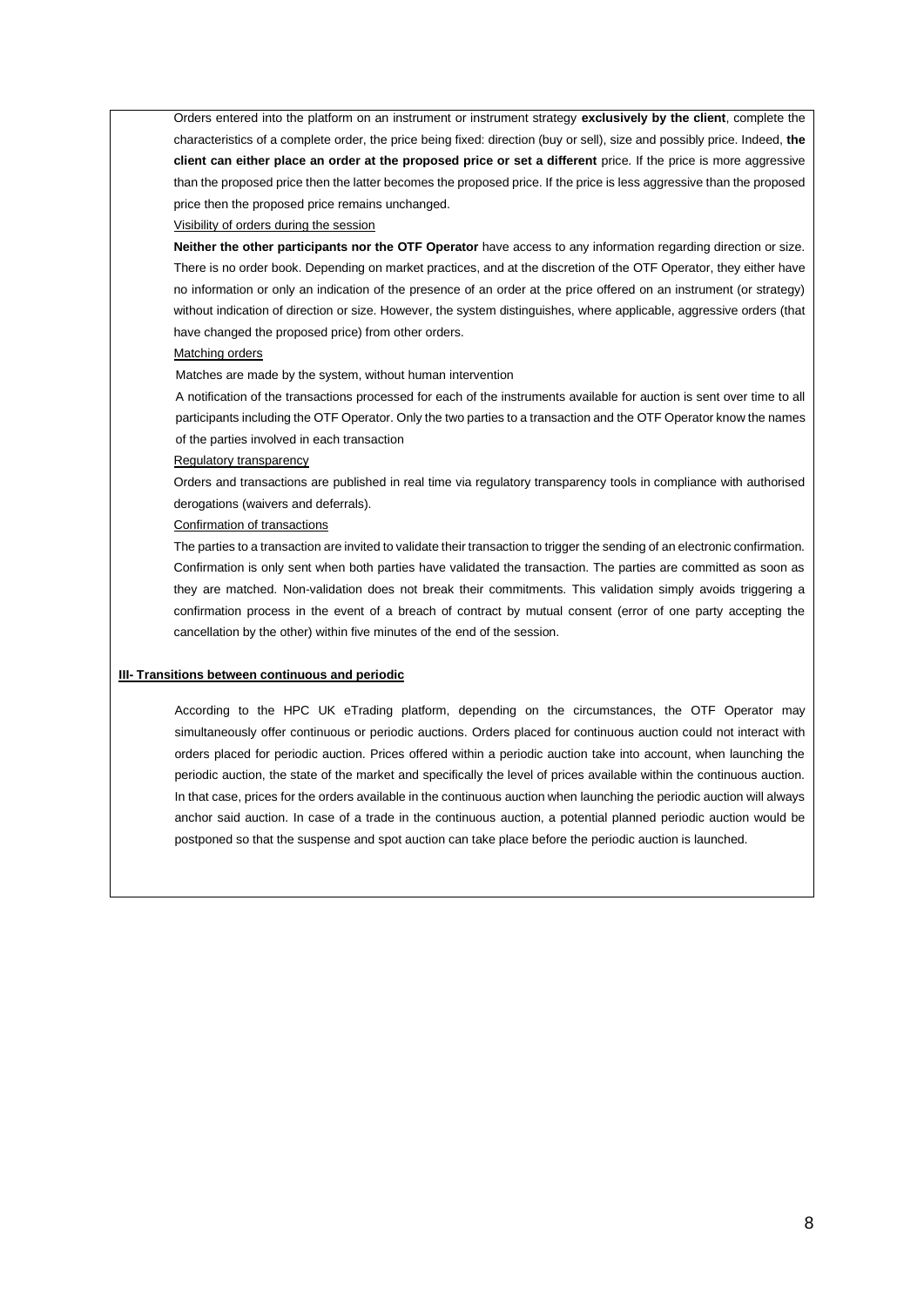Orders entered into the platform on an instrument or instrument strategy **exclusively by the client**, complete the characteristics of a complete order, the price being fixed: direction (buy or sell), size and possibly price. Indeed, **the client can either place an order at the proposed price or set a different** price. If the price is more aggressive than the proposed price then the latter becomes the proposed price. If the price is less aggressive than the proposed price then the proposed price remains unchanged.

Visibility of orders during the session

**Neither the other participants nor the OTF Operator** have access to any information regarding direction or size. There is no order book. Depending on market practices, and at the discretion of the OTF Operator, they either have no information or only an indication of the presence of an order at the price offered on an instrument (or strategy) without indication of direction or size. However, the system distinguishes, where applicable, aggressive orders (that have changed the proposed price) from other orders.

Matching orders

Matches are made by the system, without human intervention

A notification of the transactions processed for each of the instruments available for auction is sent over time to all participants including the OTF Operator. Only the two parties to a transaction and the OTF Operator know the names of the parties involved in each transaction

Regulatory transparency

Orders and transactions are published in real time via regulatory transparency tools in compliance with authorised derogations (waivers and deferrals).

Confirmation of transactions

The parties to a transaction are invited to validate their transaction to trigger the sending of an electronic confirmation. Confirmation is only sent when both parties have validated the transaction. The parties are committed as soon as they are matched. Non-validation does not break their commitments. This validation simply avoids triggering a confirmation process in the event of a breach of contract by mutual consent (error of one party accepting the cancellation by the other) within five minutes of the end of the session.

## III- Transitions between continuous and periodic

According to the HPC UK eTrading platform, depending on the circumstances, the OTF Operator may simultaneously offer continuous or periodic auctions. Orders placed for continuous auction could not interact with orders placed for periodic auction. Prices offered within a periodic auction take into account, when launching the periodic auction, the state of the market and specifically the level of prices available within the continuous auction. In that case, prices for the orders available in the continuous auction when launching the periodic auction will always anchor said auction. In case of a trade in the continuous auction, a potential planned periodic auction would be postponed so that the suspense and spot auction can take place before the periodic auction is launched.